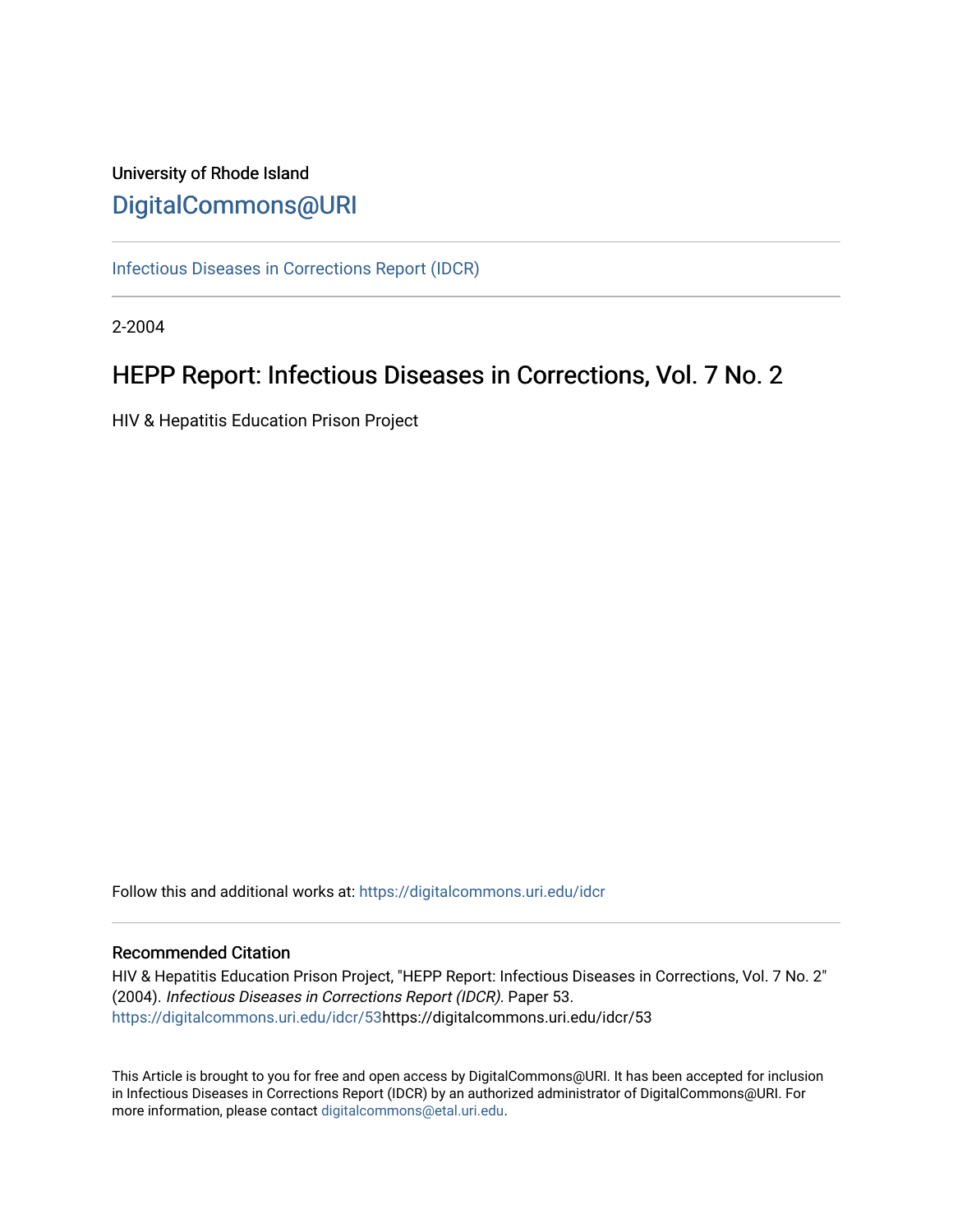University of Rhode Island

DigitalCommons@URI

Infectious Diseases in Corrections Report (IDCR)

2-2004

# HEPP Report: Infectious Diseases in Corrections, Vol. 7 No. 2

HIV & Hepatitis Education Prison Project

Follow this and additional works at: https://digitalcommons.uri.edu/idcr

## Recommended Citation

HIV & Hepatitis Education Prison Project, "HEPP Report: Infectious Diseases in Corrections, Vol. 7 No. 2" (2004). *Infectious Diseases in Corrections Report (IDCR).* Paper 53.
https://digitalcommons.uri.edu/idcr/53https://digitalcommons.uri.edu/idcr/53

This Article is brought to you for free and open access by DigitalCommons@URI. It has been accepted for inclusion in Infectious Diseases in Corrections Report (IDCR) by an authorized administrator of DigitalCommons@URI. For more information, please contact digitalcommons@etal.uri.edu.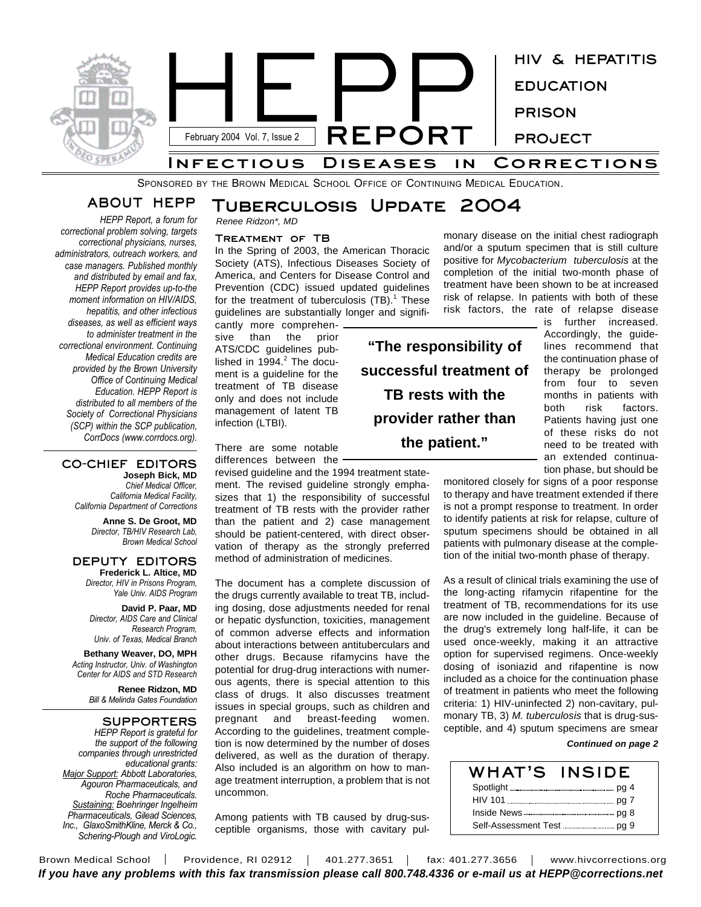# HEPP REPORT

February 2004 Vol. 7, Issue 2

HIV & HEPATITIS EDUCATION PRISON PROJECT

## Infectious Diseases in Corrections

Sponsored by the Brown Medical School Office of Continuing Medical Education.

## About HEPP

*HEPP Report, a forum for correctional problem solving, targets correctional physicians, nurses, administrators, outreach workers, and case managers. Published monthly and distributed by email and fax, HEPP Report provides up-to-the moment information on HIV/AIDS, hepatitis, and other infectious diseases, as well as efficient ways to administer treatment in the correctional environment. Continuing Medical Education credits are provided by the Brown University Office of Continuing Medical Education. HEPP Report is distributed to all members of the Society of Correctional Physicians (SCP) within the SCP publication, CorrDocs (www.corrdocs.org).*

### Co-Chief Editors

**Joseph Bick, MD**
*Chief Medical Officer, California Medical Facility, California Department of Corrections*

**Anne S. De Groot, MD**
*Director, TB/HIV Research Lab, Brown Medical School*

### Deputy Editors

**Frederick L. Altice, MD**
*Director, HIV in Prisons Program, Yale Univ. AIDS Program*

**David P. Paar, MD**
*Director, AIDS Care and Clinical Research Program, Univ. of Texas, Medical Branch*

**Bethany Weaver, DO, MPH**
*Acting Instructor, Univ. of Washington Center for AIDS and STD Research*

**Renee Ridzon, MD**
*Bill & Melinda Gates Foundation*

### Supporters

*HEPP Report is grateful for the support of the following companies through unrestricted educational grants: Major Support: Abbott Laboratories, Agouron Pharmaceuticals, and Roche Pharmaceuticals. Sustaining: Boehringer Ingelheim Pharmaceuticals, Gilead Sciences, Inc., GlaxoSmithKline, Merck & Co., Schering-Plough and ViroLogic.*

# Tuberculosis Update 2004

*Renee Ridzon\*, MD*

### Treatment of TB

In the Spring of 2003, the American Thoracic Society (ATS), Infectious Diseases Society of America, and Centers for Disease Control and Prevention (CDC) issued updated guidelines for the treatment of tuberculosis (TB).[1] These guidelines are substantially longer and significantly more comprehensive than the prior ATS/CDC guidelines published in 1994.[2] The document is a guideline for the treatment of TB disease only and does not include management of latent TB infection (LTBI).

There are some notable differences between the revised guideline and the 1994 treatment statement. The revised guideline strongly emphasizes that 1) the responsibility of successful treatment of TB rests with the provider rather than the patient and 2) case management should be patient-centered, with direct observation of therapy as the strongly preferred method of administration of medicines.

> **"The responsibility of successful treatment of TB rests with the provider rather than the patient."**

The document has a complete discussion of the drugs currently available to treat TB, including dosing, dose adjustments needed for renal or hepatic dysfunction, toxicities, management of common adverse effects and information about interactions between antituberculars and other drugs. Because rifamycins have the potential for drug-drug interactions with numerous agents, there is special attention to this class of drugs. It also discusses treatment issues in special groups, such as children and pregnant and breast-feeding women. According to the guidelines, treatment completion is now determined by the number of doses delivered, as well as the duration of therapy. Also included is an algorithm on how to manage treatment interruption, a problem that is not uncommon.

Among patients with TB caused by drug-susceptible organisms, those with cavitary pulmonary disease on the initial chest radiograph and/or a sputum specimen that is still culture positive for *Mycobacterium tuberculosis* at the completion of the initial two-month phase of treatment have been shown to be at increased risk of relapse. In patients with both of these risk factors, the rate of relapse disease is further increased. Accordingly, the guidelines recommend that the continuation phase of therapy be prolonged from four to seven months in patients with both risk factors. Patients having just one of these risks do not need to be treated with an extended continuation phase, but should be monitored closely for signs of a poor response to therapy and have treatment extended if there is not a prompt response to treatment. In order to identify patients at risk for relapse, culture of sputum specimens should be obtained in all patients with pulmonary disease at the completion of the initial two-month phase of therapy.

As a result of clinical trials examining the use of the long-acting rifamycin rifapentine for the treatment of TB, recommendations for its use are now included in the guideline. Because of the drug's extremely long half-life, it can be used once-weekly, making it an attractive option for supervised regimens. Once-weekly dosing of isoniazid and rifapentine is now included as a choice for the continuation phase of treatment in patients who meet the following criteria: 1) HIV-uninfected 2) non-cavitary, pulmonary TB, 3) *M. tuberculosis* that is drug-susceptible, and 4) sputum specimens are smear

***Continued on page 2***

### What's Inside

| | |
|---|---|
| Spotlight | pg 4 |
| HIV 101 | pg 7 |
| Inside News | pg 8 |
| Self-Assessment Test | pg 9 |

Brown Medical School | Providence, RI 02912 | 401.277.3651 | fax: 401.277.3656 | www.hivcorrections.org

***If you have any problems with this fax transmission please call 800.748.4336 or e-mail us at HEPP@corrections.net***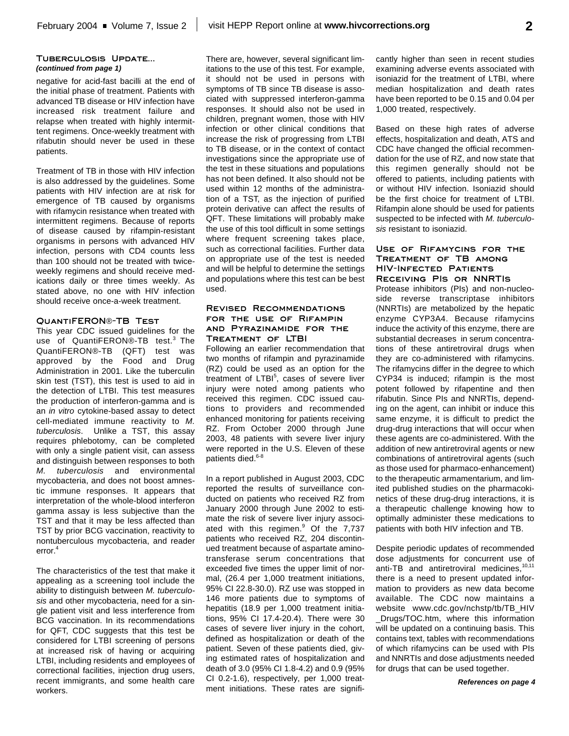## Tuberculosis Update...

*(continued from page 1)*

negative for acid-fast bacilli at the end of the initial phase of treatment. Patients with advanced TB disease or HIV infection have increased risk treatment failure and relapse when treated with highly intermittent regimens. Once-weekly treatment with rifabutin should never be used in these patients.

Treatment of TB in those with HIV infection is also addressed by the guidelines. Some patients with HIV infection are at risk for emergence of TB caused by organisms with rifamycin resistance when treated with intermittent regimens. Because of reports of disease caused by rifampin-resistant organisms in persons with advanced HIV infection, persons with CD4 counts less than 100 should not be treated with twice-weekly regimens and should receive medications daily or three times weekly. As stated above, no one with HIV infection should receive once-a-week treatment.

### QuantiFERON®-TB Test

This year CDC issued guidelines for the use of QuantiFERON®-TB test.[3] The QuantiFERON®-TB (QFT) test was approved by the Food and Drug Administration in 2001. Like the tuberculin skin test (TST), this test is used to aid in the detection of LTBI. This test measures the production of interferon-gamma and is an *in vitro* cytokine-based assay to detect cell-mediated immune reactivity to *M. tuberculosis*. Unlike a TST, this assay requires phlebotomy, can be completed with only a single patient visit, can assess and distinguish between responses to both *M. tuberculosis* and environmental mycobacteria, and does not boost amnestic immune responses. It appears that interpretation of the whole-blood interferon gamma assay is less subjective than the TST and that it may be less affected than TST by prior BCG vaccination, reactivity to nontuberculous mycobacteria, and reader error.[4]

The characteristics of the test that make it appealing as a screening tool include the ability to distinguish between *M. tuberculosis* and other mycobacteria, need for a single patient visit and less interference from BCG vaccination. In its recommendations for QFT, CDC suggests that this test be considered for LTBI screening of persons at increased risk of having or acquiring LTBI, including residents and employees of correctional facilities, injection drug users, recent immigrants, and some health care workers.

There are, however, several significant limitations to the use of this test. For example, it should not be used in persons with symptoms of TB since TB disease is associated with suppressed interferon-gamma responses. It should also not be used in children, pregnant women, those with HIV infection or other clinical conditions that increase the risk of progressing from LTBI to TB disease, or in the context of contact investigations since the appropriate use of the test in these situations and populations has not been defined. It also should not be used within 12 months of the administration of a TST, as the injection of purified protein derivative can affect the results of QFT. These limitations will probably make the use of this tool difficult in some settings where frequent screening takes place, such as correctional facilities. Further data on appropriate use of the test is needed and will be helpful to determine the settings and populations where this test can be best used.

### Revised Recommendations for the use of Rifampin and Pyrazinamide for the Treatment of LTBI

Following an earlier recommendation that two months of rifampin and pyrazinamide (RZ) could be used as an option for the treatment of LTBI[5], cases of severe liver injury were noted among patients who received this regimen. CDC issued cautions to providers and recommended enhanced monitoring for patients receiving RZ. From October 2000 through June 2003, 48 patients with severe liver injury were reported in the U.S. Eleven of these patients died.[6-8]

In a report published in August 2003, CDC reported the results of surveillance conducted on patients who received RZ from January 2000 through June 2002 to estimate the risk of severe liver injury associated with this regimen.[9] Of the 7,737 patients who received RZ, 204 discontinued treatment because of aspartate aminotransferase serum concentrations that exceeded five times the upper limit of normal, (26.4 per 1,000 treatment initiations, 95% CI 22.8-30.0). RZ use was stopped in 146 more patients due to symptoms of hepatitis (18.9 per 1,000 treatment initiations, 95% CI 17.4-20.4). There were 30 cases of severe liver injury in the cohort, defined as hospitalization or death of the patient. Seven of these patients died, giving estimated rates of hospitalization and death of 3.0 (95% CI 1.8-4.2) and 0.9 (95% CI 0.2-1.6), respectively, per 1,000 treatment initiations. These rates are significantly higher than seen in recent studies examining adverse events associated with isoniazid for the treatment of LTBI, where median hospitalization and death rates have been reported to be 0.15 and 0.04 per 1,000 treated, respectively.

Based on these high rates of adverse effects, hospitalization and death, ATS and CDC have changed the official recommendation for the use of RZ, and now state that this regimen generally should not be offered to patients, including patients with or without HIV infection. Isoniazid should be the first choice for treatment of LTBI. Rifampin alone should be used for patients suspected to be infected with *M. tuberculosis* resistant to isoniazid.

### Use of Rifamycins for the Treatment of TB among HIV-Infected Patients Receiving PIs or NNRTIs

Protease inhibitors (PIs) and non-nucleoside reverse transcriptase inhibitors (NNRTIs) are metabolized by the hepatic enzyme CYP3A4. Because rifamycins induce the activity of this enzyme, there are substantial decreases in serum concentrations of these antiretroviral drugs when they are co-administered with rifamycins. The rifamycins differ in the degree to which CYP34 is induced; rifampin is the most potent followed by rifapentine and then rifabutin. Since PIs and NNRTIs, depending on the agent, can inhibit or induce this same enzyme, it is difficult to predict the drug-drug interactions that will occur when these agents are co-administered. With the addition of new antiretroviral agents or new combinations of antiretroviral agents (such as those used for pharmaco-enhancement) to the therapeutic armamentarium, and limited published studies on the pharmacokinetics of these drug-drug interactions, it is a therapeutic challenge knowing how to optimally administer these medications to patients with both HIV infection and TB.

Despite periodic updates of recommended dose adjustments for concurrent use of anti-TB and antiretroviral medicines,[10,11] there is a need to present updated information to providers as new data become available. The CDC now maintains a website www.cdc.gov/nchstp/tb/TB_HIV_Drugs/TOC.htm, where this information will be updated on a continuing basis. This contains text, tables with recommendations of which rifamycins can be used with PIs and NNRTIs and dose adjustments needed for drugs that can be used together.

***References on page 4***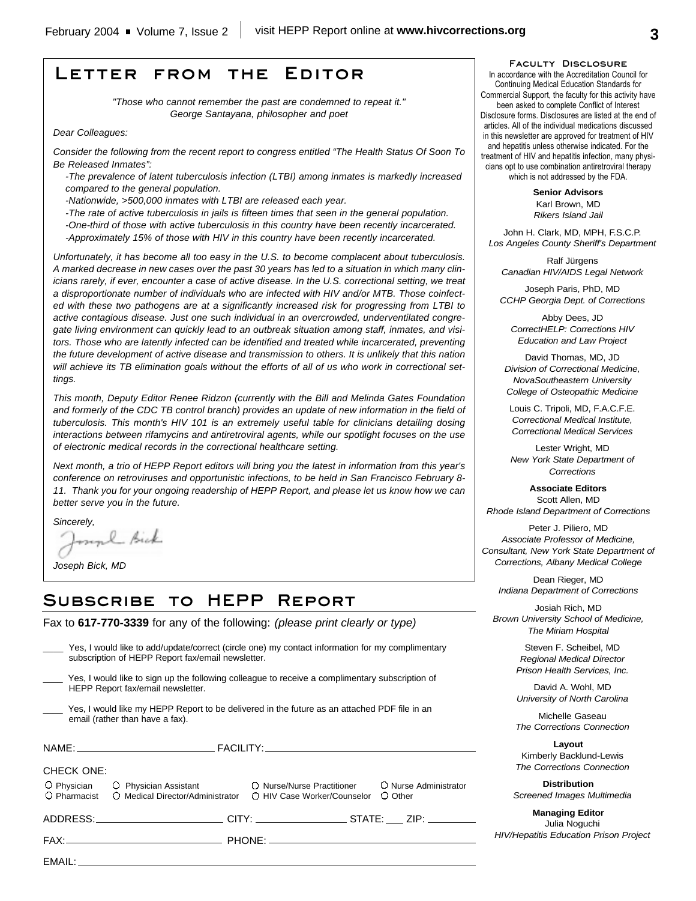# Letter from the Editor

*"Those who cannot remember the past are condemned to repeat it."*
*George Santayana, philosopher and poet*

*Dear Colleagues:*

*Consider the following from the recent report to congress entitled "The Health Status Of Soon To Be Released Inmates":*

*-The prevalence of latent tuberculosis infection (LTBI) among inmates is markedly increased compared to the general population.*
*-Nationwide, >500,000 inmates with LTBI are released each year.*
*-The rate of active tuberculosis in jails is fifteen times that seen in the general population.*
*-One-third of those with active tuberculosis in this country have been recently incarcerated.*
*-Approximately 15% of those with HIV in this country have been recently incarcerated.*

*Unfortunately, it has become all too easy in the U.S. to become complacent about tuberculosis. A marked decrease in new cases over the past 30 years has led to a situation in which many clinicians rarely, if ever, encounter a case of active disease. In the U.S. correctional setting, we treat a disproportionate number of individuals who are infected with HIV and/or MTB. Those coinfected with these two pathogens are at a significantly increased risk for progressing from LTBI to active contagious disease. Just one such individual in an overcrowded, underventilated congregate living environment can quickly lead to an outbreak situation among staff, inmates, and visitors. Those who are latently infected can be identified and treated while incarcerated, preventing the future development of active disease and transmission to others. It is unlikely that this nation will achieve its TB elimination goals without the efforts of all of us who work in correctional settings.*

*This month, Deputy Editor Renee Ridzon (currently with the Bill and Melinda Gates Foundation and formerly of the CDC TB control branch) provides an update of new information in the field of tuberculosis. This month's HIV 101 is an extremely useful table for clinicians detailing dosing interactions between rifamycins and antiretroviral agents, while our spotlight focuses on the use of electronic medical records in the correctional healthcare setting.*

*Next month, a trio of HEPP Report editors will bring you the latest in information from this year's conference on retroviruses and opportunistic infections, to be held in San Francisco February 8-11. Thank you for your ongoing readership of HEPP Report, and please let us know how we can better serve you in the future.*

*Sincerely,*

*Joseph Bick, MD*

# Subscribe to HEPP Report

Fax to **617-770-3339** for any of the following: *(please print clearly or type)*

____ Yes, I would like to add/update/correct (circle one) my contact information for my complimentary subscription of HEPP Report fax/email newsletter.

____ Yes, I would like to sign up the following colleague to receive a complimentary subscription of HEPP Report fax/email newsletter.

____ Yes, I would like my HEPP Report to be delivered in the future as an attached PDF file in an email (rather than have a fax).

NAME: ____________________ FACILITY: ______________________________

CHECK ONE:

○ Physician ○ Physician Assistant ○ Nurse/Nurse Practitioner ○ Nurse Administrator
○ Pharmacist ○ Medical Director/Administrator ○ HIV Case Worker/Counselor ○ Other

ADDRESS: ____________________ CITY: ______________ STATE: ___ ZIP: ________

FAX: ________________________ PHONE: ______________________________

EMAIL: ______________________________________________________________

## Faculty Disclosure

In accordance with the Accreditation Council for Continuing Medical Education Standards for Commercial Support, the faculty for this activity have been asked to complete Conflict of Interest Disclosure forms. Disclosures are listed at the end of articles. All of the individual medications discussed in this newsletter are approved for treatment of HIV and hepatitis unless otherwise indicated. For the treatment of HIV and hepatitis infection, many physicians opt to use combination antiretroviral therapy which is not addressed by the FDA.

**Senior Advisors**

Karl Brown, MD
*Rikers Island Jail*

John H. Clark, MD, MPH, F.S.C.P.
*Los Angeles County Sheriff's Department*

Ralf Jürgens
*Canadian HIV/AIDS Legal Network*

Joseph Paris, PhD, MD
*CCHP Georgia Dept. of Corrections*

Abby Dees, JD
*CorrectHELP: Corrections HIV Education and Law Project*

David Thomas, MD, JD
*Division of Correctional Medicine, NovaSoutheastern University College of Osteopathic Medicine*

Louis C. Tripoli, MD, F.A.C.F.E.
*Correctional Medical Institute, Correctional Medical Services*

Lester Wright, MD
*New York State Department of Corrections*

**Associate Editors**

Scott Allen, MD
*Rhode Island Department of Corrections*

Peter J. Piliero, MD
*Associate Professor of Medicine, Consultant, New York State Department of Corrections, Albany Medical College*

Dean Rieger, MD
*Indiana Department of Corrections*

Josiah Rich, MD
*Brown University School of Medicine, The Miriam Hospital*

Steven F. Scheibel, MD
*Regional Medical Director Prison Health Services, Inc.*

David A. Wohl, MD
*University of North Carolina*

Michelle Gaseau
*The Corrections Connection*

**Layout**

Kimberly Backlund-Lewis
*The Corrections Connection*

**Distribution**

*Screened Images Multimedia*

**Managing Editor**

Julia Noguchi
*HIV/Hepatitis Education Prison Project*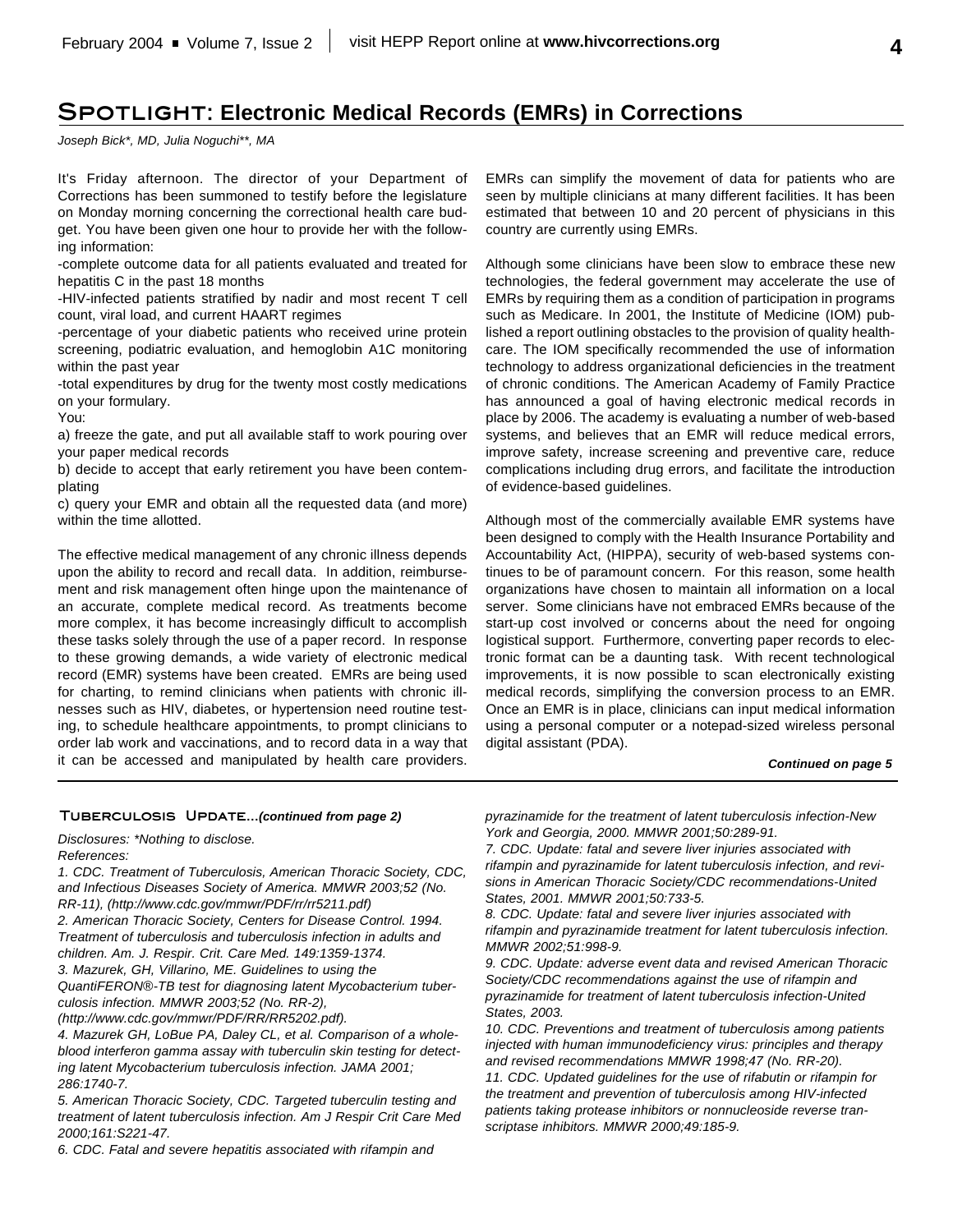# SPOTLIGHT: Electronic Medical Records (EMRs) in Corrections

*Joseph Bick\*, MD, Julia Noguchi\*\*, MA*

It's Friday afternoon. The director of your Department of Corrections has been summoned to testify before the legislature on Monday morning concerning the correctional health care budget. You have been given one hour to provide her with the following information:

-complete outcome data for all patients evaluated and treated for hepatitis C in the past 18 months

-HIV-infected patients stratified by nadir and most recent T cell count, viral load, and current HAART regimes

-percentage of your diabetic patients who received urine protein screening, podiatric evaluation, and hemoglobin A1C monitoring within the past year

-total expenditures by drug for the twenty most costly medications on your formulary.

You:

a) freeze the gate, and put all available staff to work pouring over your paper medical records

b) decide to accept that early retirement you have been contemplating

c) query your EMR and obtain all the requested data (and more) within the time allotted.

The effective medical management of any chronic illness depends upon the ability to record and recall data. In addition, reimbursement and risk management often hinge upon the maintenance of an accurate, complete medical record. As treatments become more complex, it has become increasingly difficult to accomplish these tasks solely through the use of a paper record. In response to these growing demands, a wide variety of electronic medical record (EMR) systems have been created. EMRs are being used for charting, to remind clinicians when patients with chronic illnesses such as HIV, diabetes, or hypertension need routine testing, to schedule healthcare appointments, to prompt clinicians to order lab work and vaccinations, and to record data in a way that it can be accessed and manipulated by health care providers. EMRs can simplify the movement of data for patients who are seen by multiple clinicians at many different facilities. It has been estimated that between 10 and 20 percent of physicians in this country are currently using EMRs.

Although some clinicians have been slow to embrace these new technologies, the federal government may accelerate the use of EMRs by requiring them as a condition of participation in programs such as Medicare. In 2001, the Institute of Medicine (IOM) published a report outlining obstacles to the provision of quality healthcare. The IOM specifically recommended the use of information technology to address organizational deficiencies in the treatment of chronic conditions. The American Academy of Family Practice has announced a goal of having electronic medical records in place by 2006. The academy is evaluating a number of web-based systems, and believes that an EMR will reduce medical errors, improve safety, increase screening and preventive care, reduce complications including drug errors, and facilitate the introduction of evidence-based guidelines.

Although most of the commercially available EMR systems have been designed to comply with the Health Insurance Portability and Accountability Act, (HIPPA), security of web-based systems continues to be of paramount concern. For this reason, some health organizations have chosen to maintain all information on a local server. Some clinicians have not embraced EMRs because of the start-up cost involved or concerns about the need for ongoing logistical support. Furthermore, converting paper records to electronic format can be a daunting task. With recent technological improvements, it is now possible to scan electronically existing medical records, simplifying the conversion process to an EMR. Once an EMR is in place, clinicians can input medical information using a personal computer or a notepad-sized wireless personal digital assistant (PDA).

***Continued on page 5***

---

## TUBERCULOSIS UPDATE...*(continued from page 2)*

*Disclosures: \*Nothing to disclose.*

*References:*

*1. CDC. Treatment of Tuberculosis, American Thoracic Society, CDC, and Infectious Diseases Society of America. MMWR 2003;52 (No. RR-11), (http://www.cdc.gov/mmwr/PDF/rr/rr5211.pdf)*

*2. American Thoracic Society, Centers for Disease Control. 1994. Treatment of tuberculosis and tuberculosis infection in adults and children. Am. J. Respir. Crit. Care Med. 149:1359-1374.*

*3. Mazurek, GH, Villarino, ME. Guidelines to using the QuantiFERON®-TB test for diagnosing latent Mycobacterium tuberculosis infection. MMWR 2003;52 (No. RR-2), (http://www.cdc.gov/mmwr/PDF/RR/RR5202.pdf).*

*4. Mazurek GH, LoBue PA, Daley CL, et al. Comparison of a whole-blood interferon gamma assay with tuberculin skin testing for detecting latent Mycobacterium tuberculosis infection. JAMA 2001; 286:1740-7.*

*5. American Thoracic Society, CDC. Targeted tuberculin testing and treatment of latent tuberculosis infection. Am J Respir Crit Care Med 2000;161:S221-47.*

*6. CDC. Fatal and severe hepatitis associated with rifampin and pyrazinamide for the treatment of latent tuberculosis infection-New York and Georgia, 2000. MMWR 2001;50:289-91.*

*7. CDC. Update: fatal and severe liver injuries associated with rifampin and pyrazinamide for latent tuberculosis infection, and revisions in American Thoracic Society/CDC recommendations-United States, 2001. MMWR 2001;50:733-5.*

*8. CDC. Update: fatal and severe liver injuries associated with rifampin and pyrazinamide treatment for latent tuberculosis infection. MMWR 2002;51:998-9.*

*9. CDC. Update: adverse event data and revised American Thoracic Society/CDC recommendations against the use of rifampin and pyrazinamide for treatment of latent tuberculosis infection-United States, 2003.*

*10. CDC. Preventions and treatment of tuberculosis among patients injected with human immunodeficiency virus: principles and therapy and revised recommendations MMWR 1998;47 (No. RR-20).*

*11. CDC. Updated guidelines for the use of rifabutin or rifampin for the treatment and prevention of tuberculosis among HIV-infected patients taking protease inhibitors or nonnucleoside reverse transcriptase inhibitors. MMWR 2000;49:185-9.*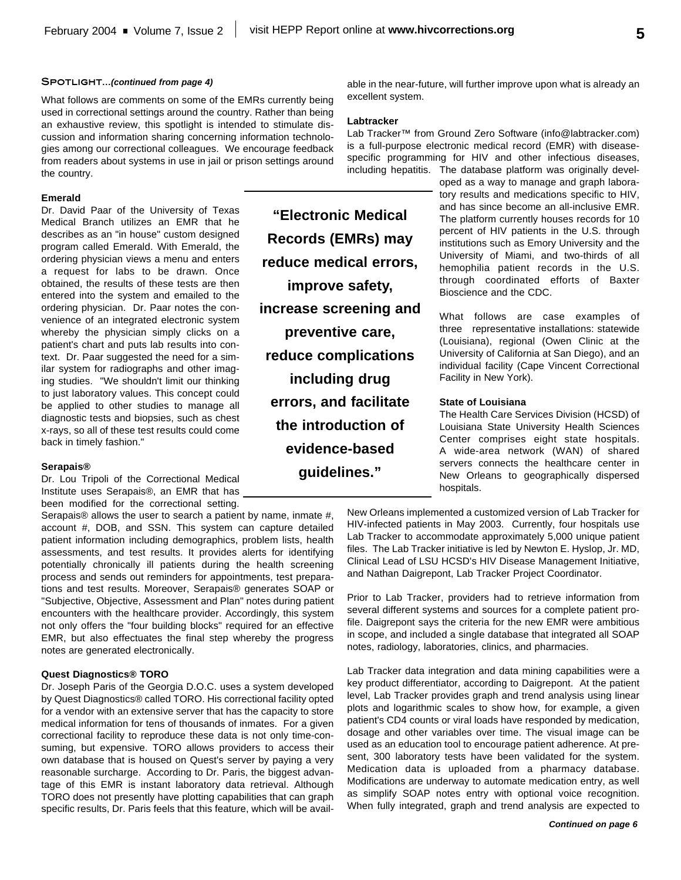**SPOTLIGHT...*(continued from page 4)***

What follows are comments on some of the EMRs currently being used in correctional settings around the country. Rather than being an exhaustive review, this spotlight is intended to stimulate discussion and information sharing concerning information technologies among our correctional colleagues. We encourage feedback from readers about systems in use in jail or prison settings around the country.

**Emerald**

Dr. David Paar of the University of Texas Medical Branch utilizes an EMR that he describes as an "in house" custom designed program called Emerald. With Emerald, the ordering physician views a menu and enters a request for labs to be drawn. Once obtained, the results of these tests are then entered into the system and emailed to the ordering physician. Dr. Paar notes the convenience of an integrated electronic system whereby the physician simply clicks on a patient's chart and puts lab results into context. Dr. Paar suggested the need for a similar system for radiographs and other imaging studies. "We shouldn't limit our thinking to just laboratory values. This concept could be applied to other studies to manage all diagnostic tests and biopsies, such as chest x-rays, so all of these test results could come back in timely fashion."

**Serapais®**

Dr. Lou Tripoli of the Correctional Medical Institute uses Serapais®, an EMR that has been modified for the correctional setting. Serapais® allows the user to search a patient by name, inmate #, account #, DOB, and SSN. This system can capture detailed patient information including demographics, problem lists, health assessments, and test results. It provides alerts for identifying potentially chronically ill patients during the health screening process and sends out reminders for appointments, test preparations and test results. Moreover, Serapais® generates SOAP or "Subjective, Objective, Assessment and Plan" notes during patient encounters with the healthcare provider. Accordingly, this system not only offers the "four building blocks" required for an effective EMR, but also effectuates the final step whereby the progress notes are generated electronically.

**Quest Diagnostics® TORO**

Dr. Joseph Paris of the Georgia D.O.C. uses a system developed by Quest Diagnostics® called TORO. His correctional facility opted for a vendor with an extensive server that has the capacity to store medical information for tens of thousands of inmates. For a given correctional facility to reproduce these data is not only time-consuming, but expensive. TORO allows providers to access their own database that is housed on Quest's server by paying a very reasonable surcharge. According to Dr. Paris, the biggest advantage of this EMR is instant laboratory data retrieval. Although TORO does not presently have plotting capabilities that can graph specific results, Dr. Paris feels that this feature, which will be available in the near-future, will further improve upon what is already an excellent system.

> **"Electronic Medical Records (EMRs) may reduce medical errors, improve safety, increase screening and preventive care, reduce complications including drug errors, and facilitate the introduction of evidence-based guidelines."**

**Labtracker**

Lab Tracker™ from Ground Zero Software (info@labtracker.com) is a full-purpose electronic medical record (EMR) with disease-specific programming for HIV and other infectious diseases, including hepatitis. The database platform was originally developed as a way to manage and graph laboratory results and medications specific to HIV, and has since become an all-inclusive EMR. The platform currently houses records for 10 percent of HIV patients in the U.S. through institutions such as Emory University and the University of Miami, and two-thirds of all hemophilia patient records in the U.S. through coordinated efforts of Baxter Bioscience and the CDC.

What follows are case examples of three representative installations: statewide (Louisiana), regional (Owen Clinic at the University of California at San Diego), and an individual facility (Cape Vincent Correctional Facility in New York).

**State of Louisiana**

The Health Care Services Division (HCSD) of Louisiana State University Health Sciences Center comprises eight state hospitals. A wide-area network (WAN) of shared servers connects the healthcare center in New Orleans to geographically dispersed hospitals.

New Orleans implemented a customized version of Lab Tracker for HIV-infected patients in May 2003. Currently, four hospitals use Lab Tracker to accommodate approximately 5,000 unique patient files. The Lab Tracker initiative is led by Newton E. Hyslop, Jr. MD, Clinical Lead of LSU HCSD's HIV Disease Management Initiative, and Nathan Daigrepont, Lab Tracker Project Coordinator.

Prior to Lab Tracker, providers had to retrieve information from several different systems and sources for a complete patient profile. Daigrepont says the criteria for the new EMR were ambitious in scope, and included a single database that integrated all SOAP notes, radiology, laboratories, clinics, and pharmacies.

Lab Tracker data integration and data mining capabilities were a key product differentiator, according to Daigrepont. At the patient level, Lab Tracker provides graph and trend analysis using linear plots and logarithmic scales to show how, for example, a given patient's CD4 counts or viral loads have responded by medication, dosage and other variables over time. The visual image can be used as an education tool to encourage patient adherence. At present, 300 laboratory tests have been validated for the system. Medication data is uploaded from a pharmacy database. Modifications are underway to automate medication entry, as well as simplify SOAP notes entry with optional voice recognition. When fully integrated, graph and trend analysis are expected to

***Continued on page 6***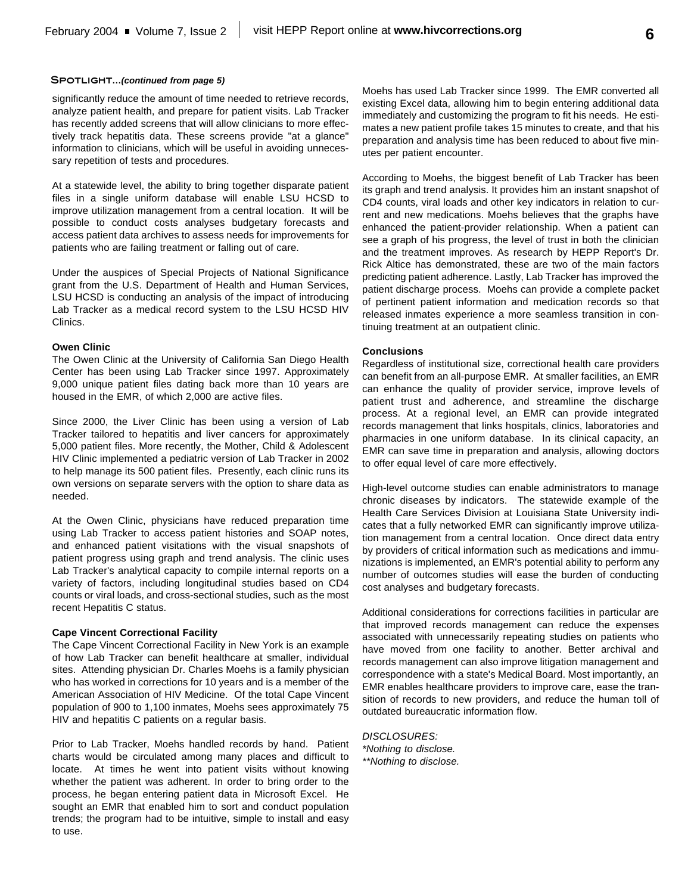**SPOTLIGHT...*(continued from page 5)***

significantly reduce the amount of time needed to retrieve records, analyze patient health, and prepare for patient visits. Lab Tracker has recently added screens that will allow clinicians to more effectively track hepatitis data. These screens provide "at a glance" information to clinicians, which will be useful in avoiding unnecessary repetition of tests and procedures.

At a statewide level, the ability to bring together disparate patient files in a single uniform database will enable LSU HCSD to improve utilization management from a central location. It will be possible to conduct costs analyses budgetary forecasts and access patient data archives to assess needs for improvements for patients who are failing treatment or falling out of care.

Under the auspices of Special Projects of National Significance grant from the U.S. Department of Health and Human Services, LSU HCSD is conducting an analysis of the impact of introducing Lab Tracker as a medical record system to the LSU HCSD HIV Clinics.

**Owen Clinic**

The Owen Clinic at the University of California San Diego Health Center has been using Lab Tracker since 1997. Approximately 9,000 unique patient files dating back more than 10 years are housed in the EMR, of which 2,000 are active files.

Since 2000, the Liver Clinic has been using a version of Lab Tracker tailored to hepatitis and liver cancers for approximately 5,000 patient files. More recently, the Mother, Child & Adolescent HIV Clinic implemented a pediatric version of Lab Tracker in 2002 to help manage its 500 patient files. Presently, each clinic runs its own versions on separate servers with the option to share data as needed.

At the Owen Clinic, physicians have reduced preparation time using Lab Tracker to access patient histories and SOAP notes, and enhanced patient visitations with the visual snapshots of patient progress using graph and trend analysis. The clinic uses Lab Tracker's analytical capacity to compile internal reports on a variety of factors, including longitudinal studies based on CD4 counts or viral loads, and cross-sectional studies, such as the most recent Hepatitis C status.

**Cape Vincent Correctional Facility**

The Cape Vincent Correctional Facility in New York is an example of how Lab Tracker can benefit healthcare at smaller, individual sites. Attending physician Dr. Charles Moehs is a family physician who has worked in corrections for 10 years and is a member of the American Association of HIV Medicine. Of the total Cape Vincent population of 900 to 1,100 inmates, Moehs sees approximately 75 HIV and hepatitis C patients on a regular basis.

Prior to Lab Tracker, Moehs handled records by hand. Patient charts would be circulated among many places and difficult to locate. At times he went into patient visits without knowing whether the patient was adherent. In order to bring order to the process, he began entering patient data in Microsoft Excel. He sought an EMR that enabled him to sort and conduct population trends; the program had to be intuitive, simple to install and easy to use.

Moehs has used Lab Tracker since 1999. The EMR converted all existing Excel data, allowing him to begin entering additional data immediately and customizing the program to fit his needs. He estimates a new patient profile takes 15 minutes to create, and that his preparation and analysis time has been reduced to about five minutes per patient encounter.

According to Moehs, the biggest benefit of Lab Tracker has been its graph and trend analysis. It provides him an instant snapshot of CD4 counts, viral loads and other key indicators in relation to current and new medications. Moehs believes that the graphs have enhanced the patient-provider relationship. When a patient can see a graph of his progress, the level of trust in both the clinician and the treatment improves. As research by HEPP Report's Dr. Rick Altice has demonstrated, these are two of the main factors predicting patient adherence. Lastly, Lab Tracker has improved the patient discharge process. Moehs can provide a complete packet of pertinent patient information and medication records so that released inmates experience a more seamless transition in continuing treatment at an outpatient clinic.

**Conclusions**

Regardless of institutional size, correctional health care providers can benefit from an all-purpose EMR. At smaller facilities, an EMR can enhance the quality of provider service, improve levels of patient trust and adherence, and streamline the discharge process. At a regional level, an EMR can provide integrated records management that links hospitals, clinics, laboratories and pharmacies in one uniform database. In its clinical capacity, an EMR can save time in preparation and analysis, allowing doctors to offer equal level of care more effectively.

High-level outcome studies can enable administrators to manage chronic diseases by indicators. The statewide example of the Health Care Services Division at Louisiana State University indicates that a fully networked EMR can significantly improve utilization management from a central location. Once direct data entry by providers of critical information such as medications and immunizations is implemented, an EMR's potential ability to perform any number of outcomes studies will ease the burden of conducting cost analyses and budgetary forecasts.

Additional considerations for corrections facilities in particular are that improved records management can reduce the expenses associated with unnecessarily repeating studies on patients who have moved from one facility to another. Better archival and records management can also improve litigation management and correspondence with a state's Medical Board. Most importantly, an EMR enables healthcare providers to improve care, ease the transition of records to new providers, and reduce the human toll of outdated bureaucratic information flow.

*DISCLOSURES:*
**Nothing to disclose.*
***Nothing to disclose.*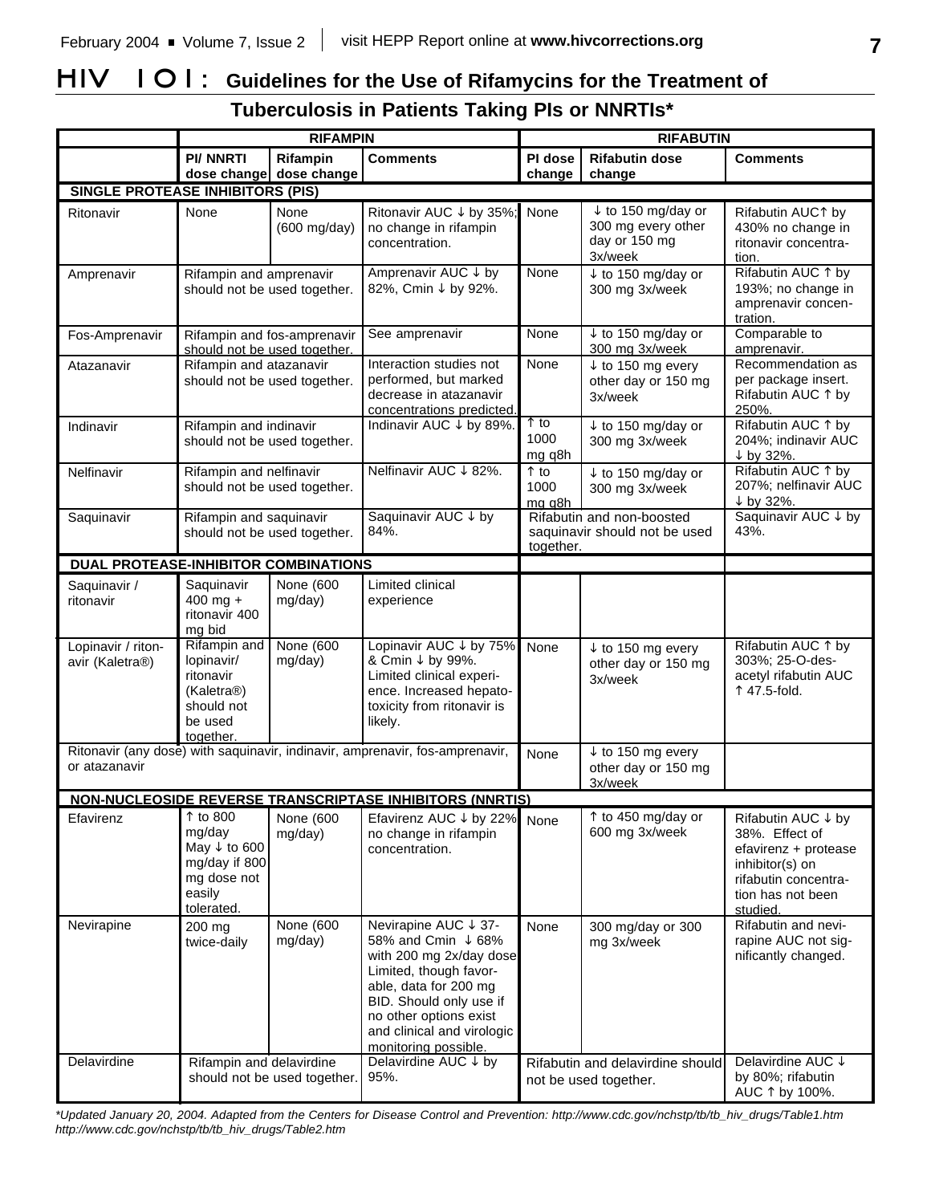# HIV 101: Guidelines for the Use of Rifamycins for the Treatment of Tuberculosis in Patients Taking PIs or NNRTIs*

| | RIFAMPIN | | | RIFABUTIN | | |
|---|---|---|---|---|---|---|
| | PI/ NNRTI dose change | Rifampin dose change | Comments | PI dose change | Rifabutin dose change | Comments |
| **SINGLE PROTEASE INHIBITORS (PIS)** | | | | | | |
| Ritonavir | None | None (600 mg/day) | Ritonavir AUC ↓ by 35%; no change in rifampin concentration. | None | ↓ to 150 mg/day or 300 mg every other day or 150 mg 3x/week | Rifabutin AUC↑ by 430% no change in ritonavir concentration. |
| Amprenavir | Rifampin and amprenavir should not be used together. | | Amprenavir AUC ↓ by 82%, Cmin ↓ by 92%. | None | ↓ to 150 mg/day or 300 mg 3x/week | Rifabutin AUC ↑ by 193%; no change in amprenavir concentration. |
| Fos-Amprenavir | Rifampin and fos-amprenavir should not be used together. | | See amprenavir | None | ↓ to 150 mg/day or 300 mg 3x/week | Comparable to amprenavir. |
| Atazanavir | Rifampin and atazanavir should not be used together. | | Interaction studies not performed, but marked decrease in atazanavir concentrations predicted. | None | ↓ to 150 mg every other day or 150 mg 3x/week | Recommendation as per package insert. Rifabutin AUC ↑ by 250%. |
| Indinavir | Rifampin and indinavir should not be used together. | | Indinavir AUC ↓ by 89%. | ↑ to 1000 mg q8h | ↓ to 150 mg/day or 300 mg 3x/week | Rifabutin AUC ↑ by 204%; indinavir AUC ↓ by 32%. |
| Nelfinavir | Rifampin and nelfinavir should not be used together. | | Nelfinavir AUC ↓ 82%. | ↑ to 1000 mg q8h | ↓ to 150 mg/day or 300 mg 3x/week | Rifabutin AUC ↑ by 207%; nelfinavir AUC ↓ by 32%. |
| Saquinavir | Rifampin and saquinavir should not be used together. | | Saquinavir AUC ↓ by 84%. | Rifabutin and non-boosted saquinavir should not be used together. | | Saquinavir AUC ↓ by 43%. |
| **DUAL PROTEASE-INHIBITOR COMBINATIONS** | | | | | | |
| Saquinavir / ritonavir | Saquinavir 400 mg + ritonavir 400 mg bid | None (600 mg/day) | Limited clinical experience | | | |
| Lopinavir / ritonavir (Kaletra®) | Rifampin and lopinavir/ ritonavir (Kaletra®) should not be used together. | None (600 mg/day) | Lopinavir AUC ↓ by 75% & Cmin ↓ by 99%. Limited clinical experience. Increased hepatotoxicity from ritonavir is likely. | None | ↓ to 150 mg every other day or 150 mg 3x/week | Rifabutin AUC ↑ by 303%; 25-O-desacetyl rifabutin AUC ↑ 47.5-fold. |
| Ritonavir (any dose) with saquinavir, indinavir, amprenavir, fos-amprenavir, or atazanavir | | | | None | ↓ to 150 mg every other day or 150 mg 3x/week | |
| **NON-NUCLEOSIDE REVERSE TRANSCRIPTASE INHIBITORS (NNRTIS)** | | | | | | |
| Efavirenz | ↑ to 800 mg/day May ↓ to 600 mg/day if 800 mg dose not easily tolerated. | None (600 mg/day) | Efavirenz AUC ↓ by 22% no change in rifampin concentration. | None | ↑ to 450 mg/day or 600 mg 3x/week | Rifabutin AUC ↓ by 38%. Effect of efavirenz + protease inhibitor(s) on rifabutin concentration has not been studied. |
| Nevirapine | 200 mg twice-daily | None (600 mg/day) | Nevirapine AUC ↓ 37-58% and Cmin ↓ 68% with 200 mg 2x/day dose Limited, though favorable, data for 200 mg BID. Should only use if no other options exist and clinical and virologic monitoring possible. | None | 300 mg/day or 300 mg 3x/week | Rifabutin and nevirapine AUC not significantly changed. |
| Delavirdine | Rifampin and delavirdine should not be used together. | | Delavirdine AUC ↓ by 95%. | Rifabutin and delavirdine should not be used together. | | Delavirdine AUC ↓ by 80%; rifabutin AUC ↑ by 100%. |

*\*Updated January 20, 2004. Adapted from the Centers for Disease Control and Prevention: http://www.cdc.gov/nchstp/tb/tb_hiv_drugs/Table1.htm http://www.cdc.gov/nchstp/tb/tb_hiv_drugs/Table2.htm*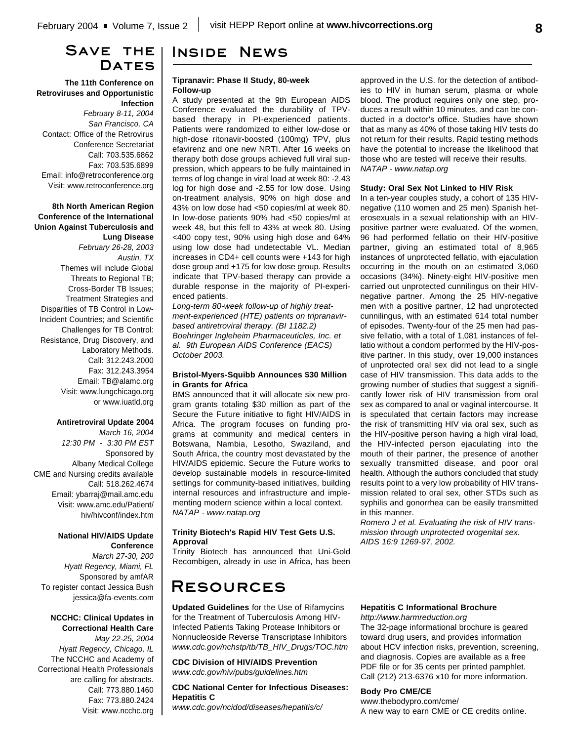## Save the Dates

**The 11th Conference on Retroviruses and Opportunistic Infection**
*February 8-11, 2004*
*San Francisco, CA*
Contact: Office of the Retrovirus Conference Secretariat
Call: 703.535.6862
Fax: 703.535.6899
Email: info@retroconference.org
Visit: www.retroconference.org

**8th North American Region Conference of the International Union Against Tuberculosis and Lung Disease**
*February 26-28, 2003*
*Austin, TX*
Themes will include Global Threats to Regional TB; Cross-Border TB Issues; Treatment Strategies and Disparities of TB Control in Low-Incident Countries; and Scientific Challenges for TB Control: Resistance, Drug Discovery, and Laboratory Methods.
Call: 312.243.2000
Fax: 312.243.3954
Email: TB@alamc.org
Visit: www.lungchicago.org or www.iuatld.org

**Antiretroviral Update 2004**
*March 16, 2004*
*12:30 PM - 3:30 PM EST*
Sponsored by Albany Medical College
CME and Nursing credits available
Call: 518.262.4674
Email: ybarraj@mail.amc.edu
Visit: www.amc.edu/Patient/hiv/hivconf/index.htm

**National HIV/AIDS Update Conference**
*March 27-30, 200*
*Hyatt Regency, Miami, FL*
Sponsored by amfAR
To register contact Jessica Bush
jessica@fa-events.com

**NCCHC: Clinical Updates in Correctional Health Care**
*May 22-25, 2004*
*Hyatt Regency, Chicago, IL*
The NCCHC and Academy of Correctional Health Professionals are calling for abstracts.
Call: 773.880.1460
Fax: 773.880.2424
Visit: www.ncchc.org

## Inside News

### Tipranavir: Phase II Study, 80-week Follow-up

A study presented at the 9th European AIDS Conference evaluated the durability of TPV-based therapy in PI-experienced patients. Patients were randomized to either low-dose or high-dose ritonavir-boosted (100mg) TPV, plus efavirenz and one new NRTI. After 16 weeks on therapy both dose groups achieved full viral suppression, which appears to be fully maintained in terms of log change in viral load at week 80: -2.43 log for high dose and -2.55 for low dose. Using on-treatment analysis, 90% on high dose and 43% on low dose had <50 copies/ml at week 80. In low-dose patients 90% had <50 copies/ml at week 48, but this fell to 43% at week 80. Using <400 copy test, 90% using high dose and 64% using low dose had undetectable VL. Median increases in CD4+ cell counts were +143 for high dose group and +175 for low dose group. Results indicate that TPV-based therapy can provide a durable response in the majority of PI-experienced patients.

*Long-term 80-week follow-up of highly treatment-experienced (HTE) patients on tripranavir-based antiretroviral therapy. (BI 1182.2) Boehringer Ingleheim Pharmaceuticles, Inc. et al. 9th European AIDS Conference (EACS) October 2003.*

### Bristol-Myers-Squibb Announces $30 Million in Grants for Africa

BMS announced that it will allocate six new program grants totaling $30 million as part of the Secure the Future initiative to fight HIV/AIDS in Africa. The program focuses on funding programs at community and medical centers in Botswana, Nambia, Lesotho, Swaziland, and South Africa, the country most devastated by the HIV/AIDS epidemic. Secure the Future works to develop sustainable models in resource-limited settings for community-based initiatives, building internal resources and infrastructure and implementing modern science within a local context.
*NATAP - www.natap.org*

### Trinity Biotech's Rapid HIV Test Gets U.S. Approval

Trinity Biotech has announced that Uni-Gold Recombigen, already in use in Africa, has been approved in the U.S. for the detection of antibodies to HIV in human serum, plasma or whole blood. The product requires only one step, produces a result within 10 minutes, and can be conducted in a doctor's office. Studies have shown that as many as 40% of those taking HIV tests do not return for their results. Rapid testing methods have the potential to increase the likelihood that those who are tested will receive their results.
*NATAP - www.natap.org*

### Study: Oral Sex Not Linked to HIV Risk

In a ten-year couples study, a cohort of 135 HIV-negative (110 women and 25 men) Spanish heterosexuals in a sexual relationship with an HIV-positive partner were evaluated. Of the women, 96 had performed fellatio on their HIV-positive partner, giving an estimated total of 8,965 instances of unprotected fellatio, with ejaculation occurring in the mouth on an estimated 3,060 occasions (34%). Ninety-eight HIV-positive men carried out unprotected cunnilingus on their HIV-negative partner. Among the 25 HIV-negative men with a positive partner, 12 had unprotected cunnilingus, with an estimated 614 total number of episodes. Twenty-four of the 25 men had passive fellatio, with a total of 1,081 instances of fellatio without a condom performed by the HIV-positive partner. In this study, over 19,000 instances of unprotected oral sex did not lead to a single case of HIV transmission. This data adds to the growing number of studies that suggest a significantly lower risk of HIV transmission from oral sex as compared to anal or vaginal intercourse. It is speculated that certain factors may increase the risk of transmitting HIV via oral sex, such as the HIV-positive person having a high viral load, the HIV-infected person ejaculating into the mouth of their partner, the presence of another sexually transmitted disease, and poor oral health. Although the authors concluded that study results point to a very low probability of HIV transmission related to oral sex, other STDs such as syphilis and gonorrhea can be easily transmitted in this manner.

*Romero J et al. Evaluating the risk of HIV transmission through unprotected orogenital sex. AIDS 16:9 1269-97, 2002.*

## Resources

**Updated Guidelines** for the Use of Rifamycins for the Treatment of Tuberculosis Among HIV-Infected Patients Taking Protease Inhibitors or Nonnucleoside Reverse Transcriptase Inhibitors
*www.cdc.gov/nchstp/tb/TB_HIV_Drugs/TOC.htm*

**CDC Division of HIV/AIDS Prevention**
*www.cdc.gov/hiv/pubs/guidelines.htm*

**CDC National Center for Infectious Diseases: Hepatitis C**
*www.cdc.gov/ncidod/diseases/hepatitis/c/*

**Hepatitis C Informational Brochure**
*http://www.harmreduction.org*
The 32-page informational brochure is geared toward drug users, and provides information about HCV infection risks, prevention, screening, and diagnosis. Copies are available as a free PDF file or for 35 cents per printed pamphlet. Call (212) 213-6376 x10 for more information.

**Body Pro CME/CE**
www.thebodypro.com/cme/
A new way to earn CME or CE credits online.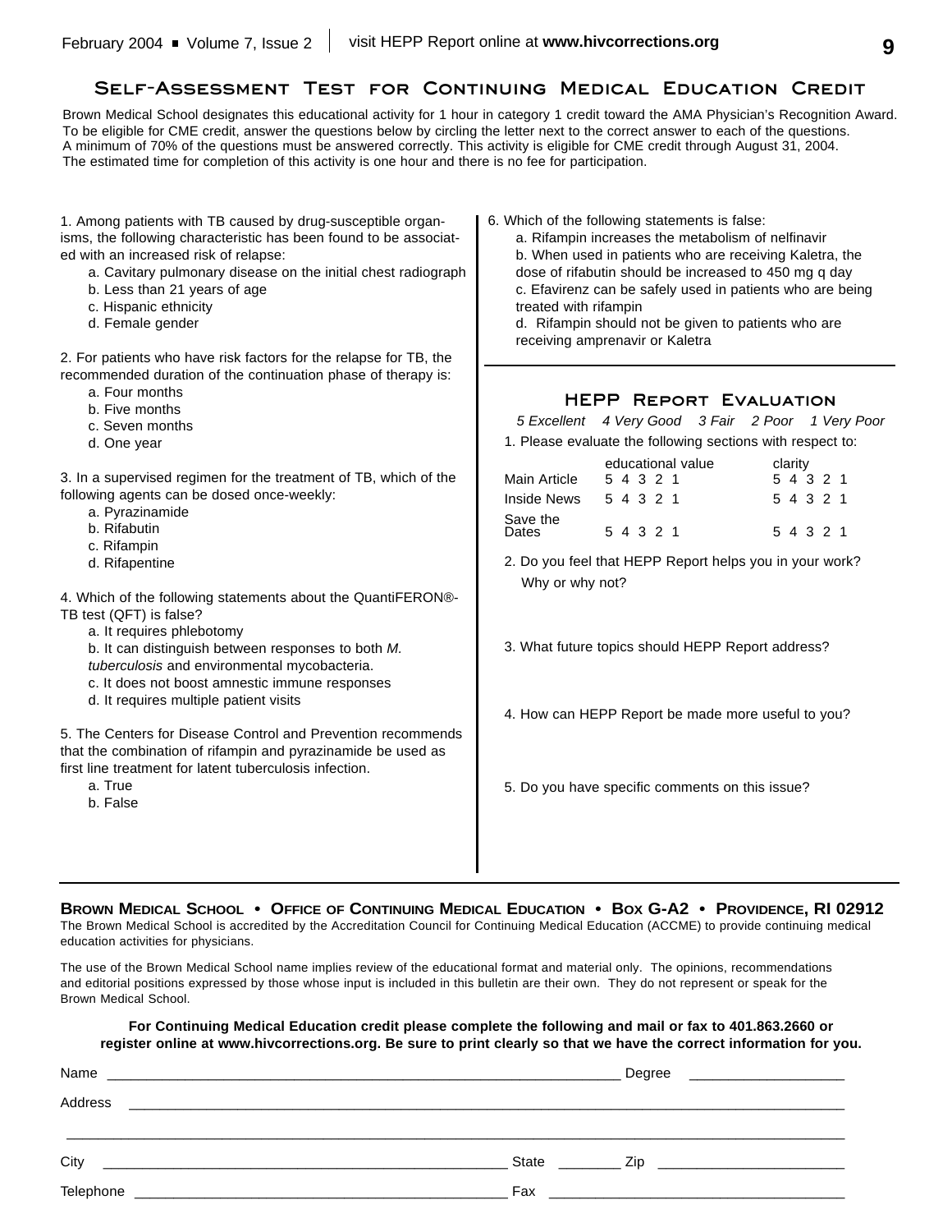## Self-Assessment Test for Continuing Medical Education Credit

Brown Medical School designates this educational activity for 1 hour in category 1 credit toward the AMA Physician's Recognition Award. To be eligible for CME credit, answer the questions below by circling the letter next to the correct answer to each of the questions. A minimum of 70% of the questions must be answered correctly. This activity is eligible for CME credit through August 31, 2004. The estimated time for completion of this activity is one hour and there is no fee for participation.

1. Among patients with TB caused by drug-susceptible organisms, the following characteristic has been found to be associated with an increased risk of relapse:
   - a. Cavitary pulmonary disease on the initial chest radiograph
   - b. Less than 21 years of age
   - c. Hispanic ethnicity
   - d. Female gender

2. For patients who have risk factors for the relapse for TB, the recommended duration of the continuation phase of therapy is:
   - a. Four months
   - b. Five months
   - c. Seven months
   - d. One year

3. In a supervised regimen for the treatment of TB, which of the following agents can be dosed once-weekly:
   - a. Pyrazinamide
   - b. Rifabutin
   - c. Rifampin
   - d. Rifapentine

4. Which of the following statements about the QuantiFERON®-TB test (QFT) is false?
   - a. It requires phlebotomy
   - b. It can distinguish between responses to both *M. tuberculosis* and environmental mycobacteria.
   - c. It does not boost amnestic immune responses
   - d. It requires multiple patient visits

5. The Centers for Disease Control and Prevention recommends that the combination of rifampin and pyrazinamide be used as first line treatment for latent tuberculosis infection.
   - a. True
   - b. False

6. Which of the following statements is false:
   - a. Rifampin increases the metabolism of nelfinavir
   - b. When used in patients who are receiving Kaletra, the dose of rifabutin should be increased to 450 mg q day
   - c. Efavirenz can be safely used in patients who are being treated with rifampin
   - d. Rifampin should not be given to patients who are receiving amprenavir or Kaletra

## HEPP Report Evaluation

*5 Excellent 4 Very Good 3 Fair 2 Poor 1 Very Poor*

1. Please evaluate the following sections with respect to:

| | educational value | clarity |
|---|---|---|
| Main Article | 5 4 3 2 1 | 5 4 3 2 1 |
| Inside News | 5 4 3 2 1 | 5 4 3 2 1 |
| Save the Dates | 5 4 3 2 1 | 5 4 3 2 1 |

2. Do you feel that HEPP Report helps you in your work? Why or why not?

3. What future topics should HEPP Report address?

4. How can HEPP Report be made more useful to you?

5. Do you have specific comments on this issue?

**Brown Medical School • Office of Continuing Medical Education • Box G-A2 • Providence, RI 02912**

The Brown Medical School is accredited by the Accreditation Council for Continuing Medical Education (ACCME) to provide continuing medical education activities for physicians.

The use of the Brown Medical School name implies review of the educational format and material only. The opinions, recommendations and editorial positions expressed by those whose input is included in this bulletin are their own. They do not represent or speak for the Brown Medical School.

**For Continuing Medical Education credit please complete the following and mail or fax to 401.863.2660 or register online at www.hivcorrections.org. Be sure to print clearly so that we have the correct information for you.**

Name ______________________________ Degree ____________

Address ____________________________________________

____________________________________________________

City ______________________ State ________ Zip ____________

Telephone ______________________ Fax ______________________